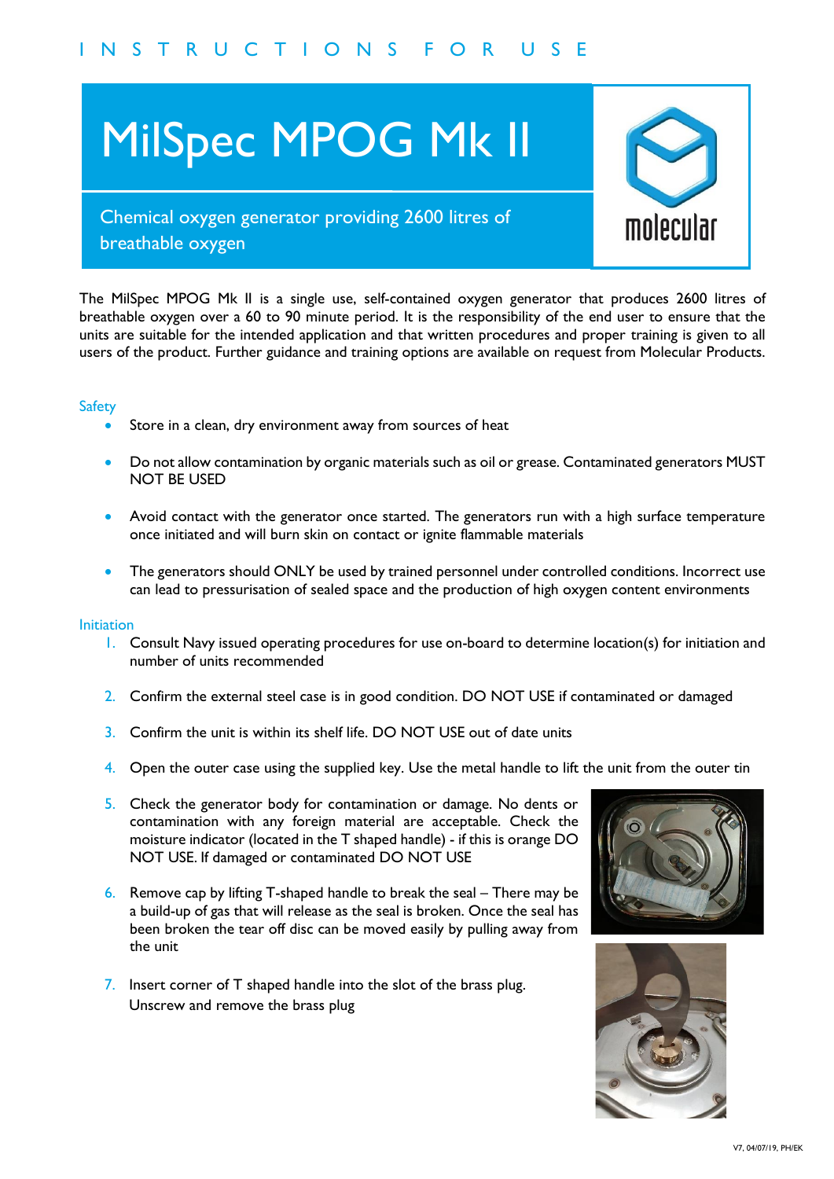INSTRUCTIONS FOR USE

# MilSpec MPOG Mk II

## Chemical oxygen generator providing 2600 litres of breathable oxygen

molecular

The MilSpec MPOG Mk II is a single use, self-contained oxygen generator that produces 2600 litres of breathable oxygen over a 60 to 90 minute period. It is the responsibility of the end user to ensure that the units are suitable for the intended application and that written procedures and proper training is given to all users of the product. Further guidance and training options are available on request from Molecular Products.

### Safety

- Store in a clean, dry environment away from sources of heat
- Do not allow contamination by organic materials such as oil or grease. Contaminated generators MUST NOT BE USED
- Avoid contact with the generator once started. The generators run with a high surface temperature once initiated and will burn skin on contact or ignite flammable materials
- The generators should ONLY be used by trained personnel under controlled conditions. Incorrect use can lead to pressurisation of sealed space and the production of high oxygen content environments

### Initiation

1. Consult Navy issued operating procedures for use on-board to determine location(s) for initiation and number of units recommended
2. Confirm the external steel case is in good condition. DO NOT USE if contaminated or damaged
3. Confirm the unit is within its shelf life. DO NOT USE out of date units
4. Open the outer case using the supplied key. Use the metal handle to lift the unit from the outer tin
5. Check the generator body for contamination or damage. No dents or contamination with any foreign material are acceptable. Check the moisture indicator (located in the T shaped handle) - if this is orange DO NOT USE. If damaged or contaminated DO NOT USE
6. Remove cap by lifting T-shaped handle to break the seal – There may be a build-up of gas that will release as the seal is broken. Once the seal has been broken the tear off disc can be moved easily by pulling away from the unit
7. Insert corner of T shaped handle into the slot of the brass plug. Unscrew and remove the brass plug

V7, 04/07/19, PH/EK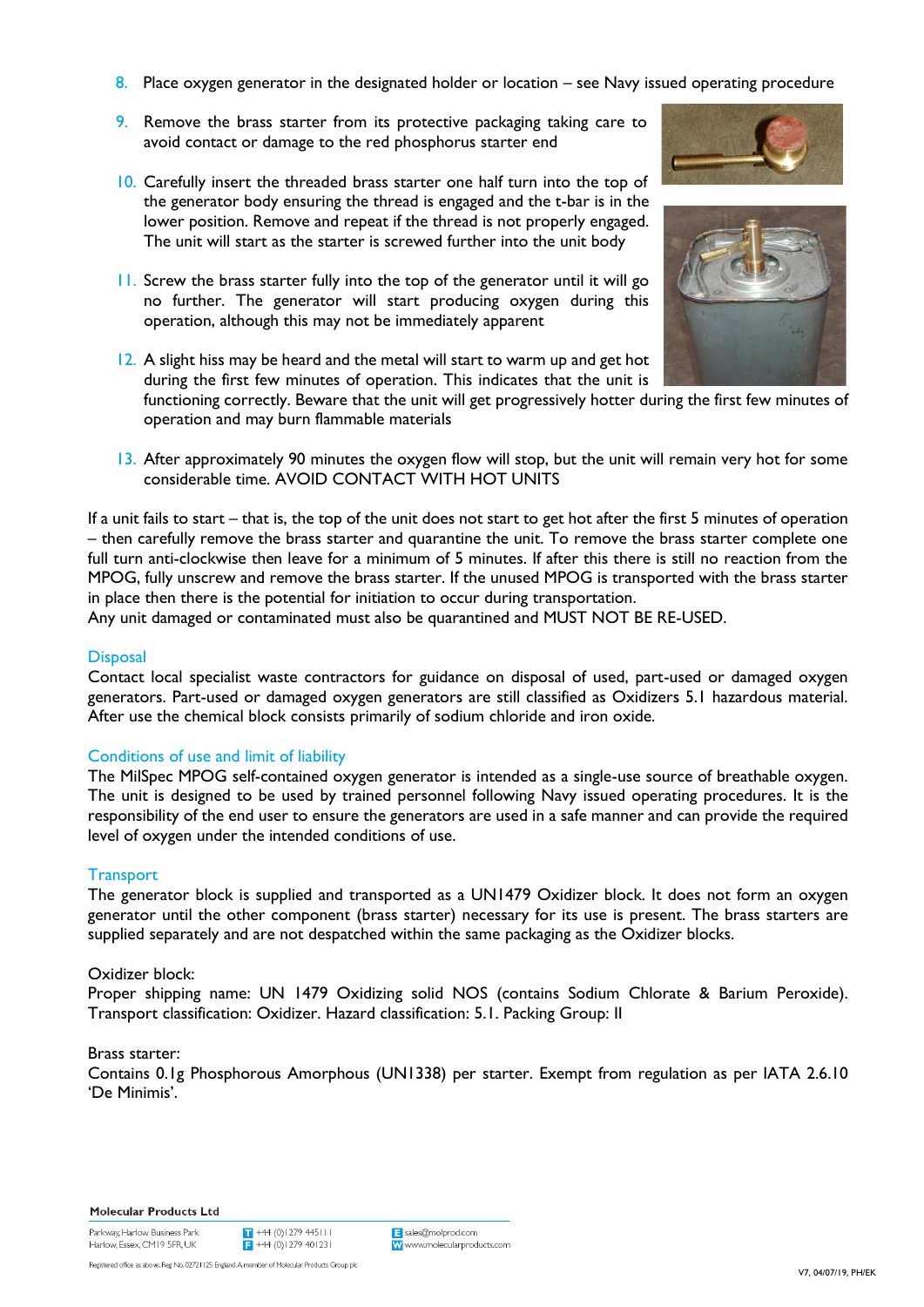8. Place oxygen generator in the designated holder or location – see Navy issued operating procedure
9. Remove the brass starter from its protective packaging taking care to avoid contact or damage to the red phosphorus starter end
10. Carefully insert the threaded brass starter one half turn into the top of the generator body ensuring the thread is engaged and the t-bar is in the lower position. Remove and repeat if the thread is not properly engaged. The unit will start as the starter is screwed further into the unit body
11. Screw the brass starter fully into the top of the generator until it will go no further. The generator will start producing oxygen during this operation, although this may not be immediately apparent
12. A slight hiss may be heard and the metal will start to warm up and get hot during the first few minutes of operation. This indicates that the unit is functioning correctly. Beware that the unit will get progressively hotter during the first few minutes of operation and may burn flammable materials
13. After approximately 90 minutes the oxygen flow will stop, but the unit will remain very hot for some considerable time. AVOID CONTACT WITH HOT UNITS

If a unit fails to start – that is, the top of the unit does not start to get hot after the first 5 minutes of operation – then carefully remove the brass starter and quarantine the unit. To remove the brass starter complete one full turn anti-clockwise then leave for a minimum of 5 minutes. If after this there is still no reaction from the MPOG, fully unscrew and remove the brass starter. If the unused MPOG is transported with the brass starter in place then there is the potential for initiation to occur during transportation.
Any unit damaged or contaminated must also be quarantined and MUST NOT BE RE-USED.

## Disposal

Contact local specialist waste contractors for guidance on disposal of used, part-used or damaged oxygen generators. Part-used or damaged oxygen generators are still classified as Oxidizers 5.1 hazardous material. After use the chemical block consists primarily of sodium chloride and iron oxide.

## Conditions of use and limit of liability

The MilSpec MPOG self-contained oxygen generator is intended as a single-use source of breathable oxygen. The unit is designed to be used by trained personnel following Navy issued operating procedures. It is the responsibility of the end user to ensure the generators are used in a safe manner and can provide the required level of oxygen under the intended conditions of use.

## Transport

The generator block is supplied and transported as a UN1479 Oxidizer block. It does not form an oxygen generator until the other component (brass starter) necessary for its use is present. The brass starters are supplied separately and are not despatched within the same packaging as the Oxidizer blocks.

Oxidizer block:
Proper shipping name: UN 1479 Oxidizing solid NOS (contains Sodium Chlorate & Barium Peroxide). Transport classification: Oxidizer. Hazard classification: 5.1. Packing Group: II

Brass starter:
Contains 0.1g Phosphorous Amorphous (UN1338) per starter. Exempt from regulation as per IATA 2.6.10 'De Minimis'.

**Molecular Products Ltd**

Parkway, Harlow Business Park
Harlow, Essex, CM19 5FR, UK

T +44 (0)1279 445111
F +44 (0)1279 401231

E sales@molprod.com
W www.molecularproducts.com

Registered office as above. Reg No. 02721125 England. A member of Molecular Products Group plc

V7, 04/07/19, PH/EK